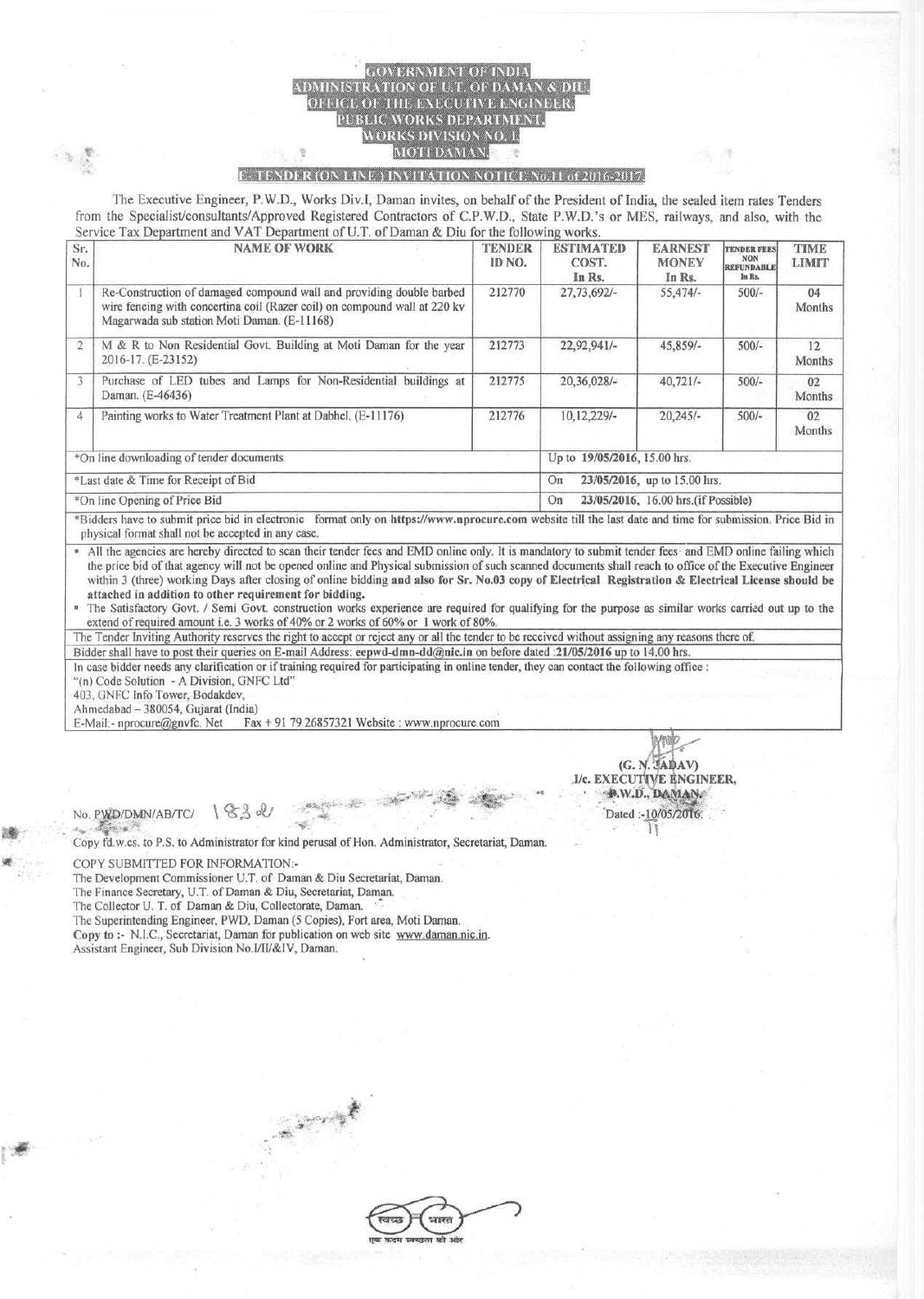# GOVERNMENT OF INDIA
## ADMINISTRATION OF U.T. OF DAMAN & DIU
## OFFICE OF THE EXECUTIVE ENGINEER
## PUBLIC WORKS DEPARTMENT
## WORKS DIVISION NO. I,
## MOTI DAMAN

### E-TENDER (ON LINE) INVITATION NOTICE No.11 of 2016-2017

The Executive Engineer, P.W.D., Works Div.I, Daman invites, on behalf of the President of India, the sealed item rates Tenders from the Specialist/consultants/Approved Registered Contractors of C.P.W.D., State P.W.D.'s or MES, railways, and also, with the Service Tax Department and VAT Department of U.T. of Daman & Diu for the following works.

| Sr. No. | NAME OF WORK | TENDER ID NO. | ESTIMATED COST. In Rs. | EARNEST MONEY In Rs. | TENDER FEES NON REFUNDABLE In Rs. | TIME LIMIT |
|---|---|---|---|---|---|---|
| 1 | Re-Construction of damaged compound wall and providing double barbed wire fencing with concertina coil (Razer coil) on compound wall at 220 kv Magarwada sub station Moti Daman. (E-11168) | 212770 | 27,73,692/- | 55,474/- | 500/- | 04 Months |
| 2 | M & R to Non Residential Govt. Building at Moti Daman for the year 2016-17. (E-23152) | 212773 | 22,92,941/- | 45,859/- | 500/- | 12 Months |
| 3 | Purchase of LED tubes and Lamps for Non-Residential buildings at Daman. (E-46436) | 212775 | 20,36,028/- | 40,721/- | 500/- | 02 Months |
| 4 | Painting works to Water Treatment Plant at Dabhel. (E-11176) | 212776 | 10,12,229/- | 20,245/- | 500/- | 02 Months |

| | |
|---|---|
| *On line downloading of tender documents | Up to **19/05/2016, 15.00 hrs.** |
| *Last date & Time for Receipt of Bid | On **23/05/2016, up to 15.00 hrs.** |
| *On line Opening of Price Bid | On **23/05/2016, 16.00 hrs.(if Possible)** |

*Bidders have to submit price bid in electronic format only on **https://www.nprocure.com** website till the last date and time for submission. Price Bid in physical format shall not be accepted in any case.

- All the agencies are hereby directed to scan their tender fees and EMD online only. It is mandatory to submit tender fees and EMD online failing which the price bid of that agency will not be opened online and Physical submission of such scanned documents shall reach to office of the Executive Engineer within 3 (three) working Days after closing of online bidding **and also for Sr. No.03 copy of Electrical Registration & Electrical License should be attached in addition to other requirement for bidding.**
- The Satisfactory Govt. / Semi Govt. construction works experience are required for qualifying for the purpose as similar works carried out up to the extend of required amount i.e. 3 works of 40% or 2 works of 60% or 1 work of 80%.

The Tender Inviting Authority reserves the right to accept or reject any or all the tender to be received without assigning any reasons there of.

Bidder shall have to post their queries on E-mail Address: **eepwd-dmn-dd@nic.in** on before dated **:21/05/2016** up to 14.00 hrs.

In case bidder needs any clarification or if training required for participating in online tender, they can contact the following office :
"(n) Code Solution - A Division, GNFC Ltd"
403, GNFC Info Tower, Bodakdev,
Ahmedabad – 380054, Gujarat (India)
E-Mail:- nprocure@gnvfc. Net    Fax + 91 79 26857321 Website : www.nprocure.com

(G. N. JADAV)
I/c. EXECUTIVE ENGINEER,
P.W.D., DAMAN.

No. PWD/DMN/AB/TC/ 1832    Dated :-10/05/2016.

Copy fd.w.cs. to P.S. to Administrator for kind perusal of Hon. Administrator, Secretariat, Daman.

COPY SUBMITTED FOR INFORMATION:-
The Development Commissioner U.T. of Daman & Diu Secretariat, Daman.
The Finance Secretary, U.T. of Daman & Diu, Secretariat, Daman.
The Collector U. T. of Daman & Diu, Collectorate, Daman.
The Superintending Engineer, PWD, Daman (5 Copies), Fort area, Moti Daman.
Copy to :- N.I.C., Secretariat, Daman for publication on web site www.daman.nic.in.
Assistant Engineer, Sub Division No.I/II/&IV, Daman.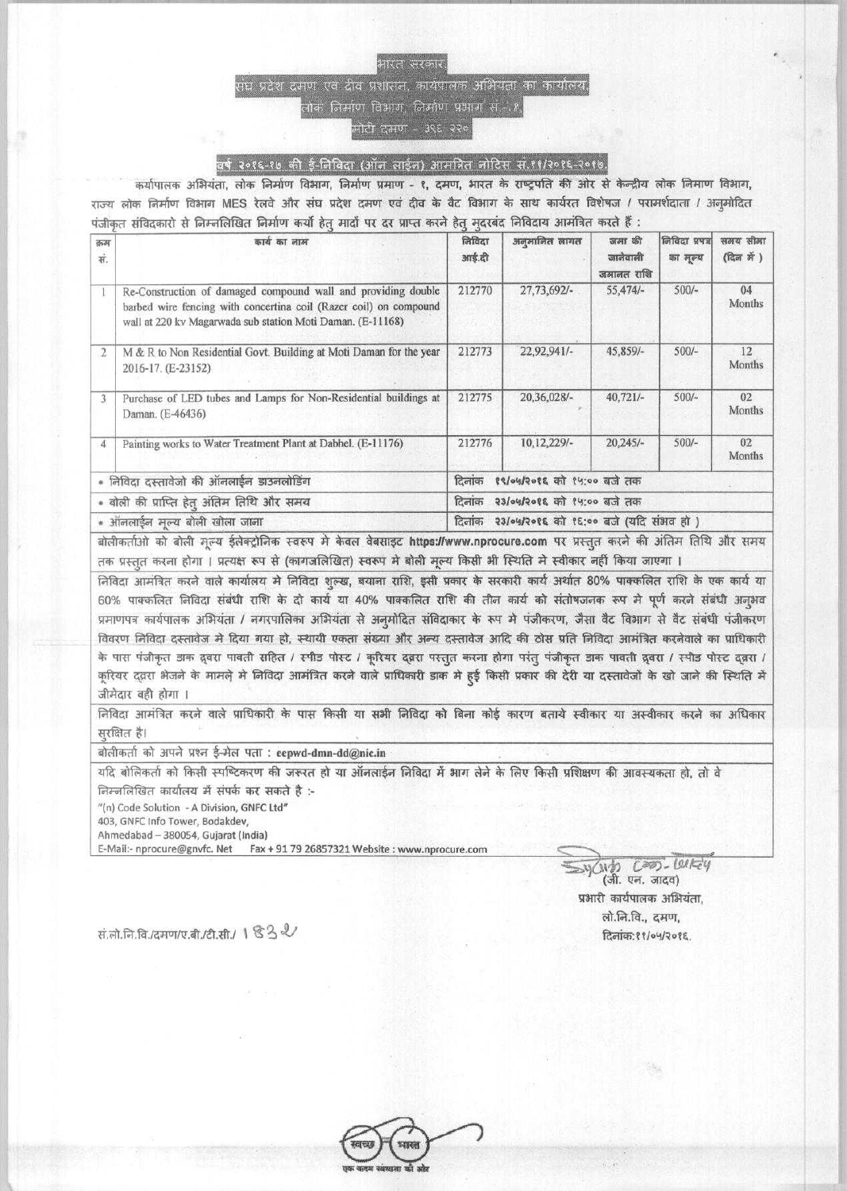भारत सरकार,
संघ प्रदेश दमण एवं दीव प्रशासन, कार्यपालक अभियंता का कार्यालय,
लोक निर्माण विभाग, निर्माण प्रभाग सं.-१,
मोटी दमण - ३९६ २२०

## वर्ष २०१६-१७ की ई-निविदा (ऑन लाईन) आमंत्रित नोटिस सं.११/२०१६-२०१७.

कार्यपालक अभियंता, लोक निर्माण विभाग, निर्माण प्रमाण - १, दमण, भारत के राष्ट्रपति की ओर से केन्द्रीय लोक निमाण विभाग, राज्य लोक निर्माण विभाग MES रेलवे और संघ प्रदेश दमण एवं दीव के वैट विभाग के साथ कार्यरत विशेषज / परामर्शदाता / अनुमोदित पंजीकृत संविदकारो से निम्नलिखित निर्माण कर्यो हेतु मादों पर दर प्राप्त करने हेतु मुदरबंद निविदाय आमंत्रित करते हैं :

| क्रम सं. | कार्य का नाम | निविदा आई.डी | अनुमानित लागत | जमा की जानेवाली जमानत राशि | निविदा प्रपत्र का मूल्य | समय सीमा (दिन में ) |
|---|---|---|---|---|---|---|
| 1 | Re-Construction of damaged compound wall and providing double barbed wire fencing with concertina coil (Razer coil) on compound wall at 220 kv Magarwada sub station Moti Daman. (E-11168) | 212770 | 27,73,692/- | 55,474/- | 500/- | 04 Months |
| 2 | M & R to Non Residential Govt. Building at Moti Daman for the year 2016-17. (E-23152) | 212773 | 22,92,941/- | 45,859/- | 500/- | 12 Months |
| 3 | Purchase of LED tubes and Lamps for Non-Residential buildings at Daman. (E-46436) | 212775 | 20,36,028/- | 40,721/- | 500/- | 02 Months |
| 4 | Painting works to Water Treatment Plant at Dabhel. (E-11176) | 212776 | 10,12,229/- | 20,245/- | 500/- | 02 Months |

| | |
|---|---|
| • निविदा दस्तावेजो की ऑनलाईन डाउनलोडिंग | दिनांक १९/०५/२०१६ को १५:०० बजे तक |
| • बोली की प्राप्ति हेतु अंतिम तिथि और समय | दिनांक २३/०५/२०१६ को १५:०० बजे तक |
| • ऑनलाईन मूल्य बोली खोला जाना | दिनांक २३/०५/२०१६ को १६:०० बजे (यदि संभव हो ) |

बोलीकर्ताओ को बोली मूल्य ईलेक्ट्रोनिक स्वरूप मे केवल वेबसाइट https://www.nprocure.com पर प्रस्तुत करने की अंतिम तिथि और समय तक प्रस्तुत करना होगा । प्रत्यक्ष रूप से (कागजलिखित) स्वरूप मे बोली मूल्य किसी भी स्थिति मे स्वीकार नहीं किया जाएगा ।

निविदा आमंत्रित करने वाले कार्यालय मे निविदा शुल्क, बयाना राशि, इसी प्रकार के सरकारी कार्य अर्थात 80% पाक्कलित राशि के एक कार्य या 60% पाक्कलित निविदा संबंधी राशि के दो कार्य या 40% पाक्कलित राशि की तीन कार्य को संतोषजनक रूप मे पूर्ण करने संबंधी अनुभव प्रमाणपत्र कार्यपालक अभियंता / नगरपालिका अभियंता से अनुमोदित संविदाकार के रूप मे पंजीकरण, जैसा वैट विभाग से वैट संबंधी पंजीकरण विवरण निविदा दस्तावेज मे दिया गया हो, स्थायी एकता संख्या और अन्य दस्तावेज आदि की ठोस प्रति निविदा आमंत्रित करनेवाले का प्राधिकारी के पास पंजीकृत डाक द्वारा पावती सहित / स्पीड पोस्ट / कूरियर द्वारा परस्तुत करना होगा परंतु पंजीकृत डाक पावती द्वारा / स्पीड पोस्ट द्वारा / कूरियर द्वारा भेजने के मामले मे निविदा आमंत्रित करने वाले प्राधिकारी डाक मे हुई किसी प्रकार की देरी या दस्तावेजों के खो जाने की स्थिति में जीमेदार नही होगा ।

निविदा आमंत्रित करने वाले प्राधिकारी के पास किसी या सभी निविदा को बिना कोई कारण बताये स्वीकार या अस्वीकार करने का अधिकार सुरक्षित है।

बोलीकर्ता को अपने प्रश्न ई-मेल पता : eepwd-dmn-dd@nic.in

यदि बोलिकर्ता को किसी स्पष्टिकरण की जरूरत हो या ऑनलाईन निविदा में भाग लेने के लिए किसी प्रशिक्षण की आवस्यकता हो, तो वे निम्नलिखित कार्यालय में संपर्क कर सकते है :-

"(n) Code Solution - A Division, GNFC Ltd"
403, GNFC Info Tower, Bodakdev,
Ahmedabad – 380054, Gujarat (India)
E-Mail:- nprocure@gnvfc. Net  Fax + 91 79 26857321 Website : www.nprocure.com

(जी. एन. जादव)
प्रभारी कार्यपालक अभियंता,
लो.नि.वि., दमण,
दिनांक:११/०५/२०१६.

सं.लो.नि.वि./दमण/ए.बी./टी.सी./ 1832